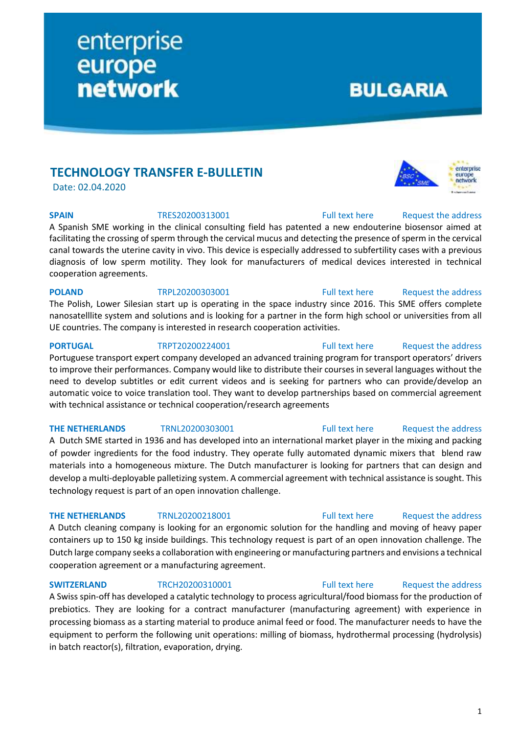enterprise europe network

**BULGARIA**

## TECHNOLOGY TRANSFER E-BULLETIN

Date: 02.04.2020

**SPAIN** TRES20200313001 Full text here Request the address

A Spanish SME working in the clinical consulting field has patented a new endouterine biosensor aimed at facilitating the crossing of sperm through the cervical mucus and detecting the presence of sperm in the cervical canal towards the uterine cavity in vivo. This device is especially addressed to subfertility cases with a previous diagnosis of low sperm motility. They look for manufacturers of medical devices interested in technical cooperation agreements.

**POLAND** TRPL20200303001 Full text here Request the address

The Polish, Lower Silesian start up is operating in the space industry since 2016. This SME offers complete nanosatelllite system and solutions and is looking for a partner in the form high school or universities from all UE countries. The company is interested in research cooperation activities.

**PORTUGAL** TRPT20200224001 Full text here Request the address

Portuguese transport expert company developed an advanced training program for transport operators' drivers to improve their performances. Company would like to distribute their courses in several languages without the need to develop subtitles or edit current videos and is seeking for partners who can provide/develop an automatic voice to voice translation tool. They want to develop partnerships based on commercial agreement with technical assistance or technical cooperation/research agreements

**THE NETHERLANDS** TRNL20200303001 Full text here Request the address

A Dutch SME started in 1936 and has developed into an international market player in the mixing and packing of powder ingredients for the food industry. They operate fully automated dynamic mixers that blend raw materials into a homogeneous mixture. The Dutch manufacturer is looking for partners that can design and develop a multi-deployable palletizing system. A commercial agreement with technical assistance is sought. This technology request is part of an open innovation challenge.

**THE NETHERLANDS** TRNL20200218001 Full text here Request the address

A Dutch cleaning company is looking for an ergonomic solution for the handling and moving of heavy paper containers up to 150 kg inside buildings. This technology request is part of an open innovation challenge. The Dutch large company seeks a collaboration with engineering or manufacturing partners and envisions a technical cooperation agreement or a manufacturing agreement.

**SWITZERLAND** TRCH20200310001 Full text here Request the address

A Swiss spin-off has developed a catalytic technology to process agricultural/food biomass for the production of prebiotics. They are looking for a contract manufacturer (manufacturing agreement) with experience in processing biomass as a starting material to produce animal feed or food. The manufacturer needs to have the equipment to perform the following unit operations: milling of biomass, hydrothermal processing (hydrolysis) in batch reactor(s), filtration, evaporation, drying.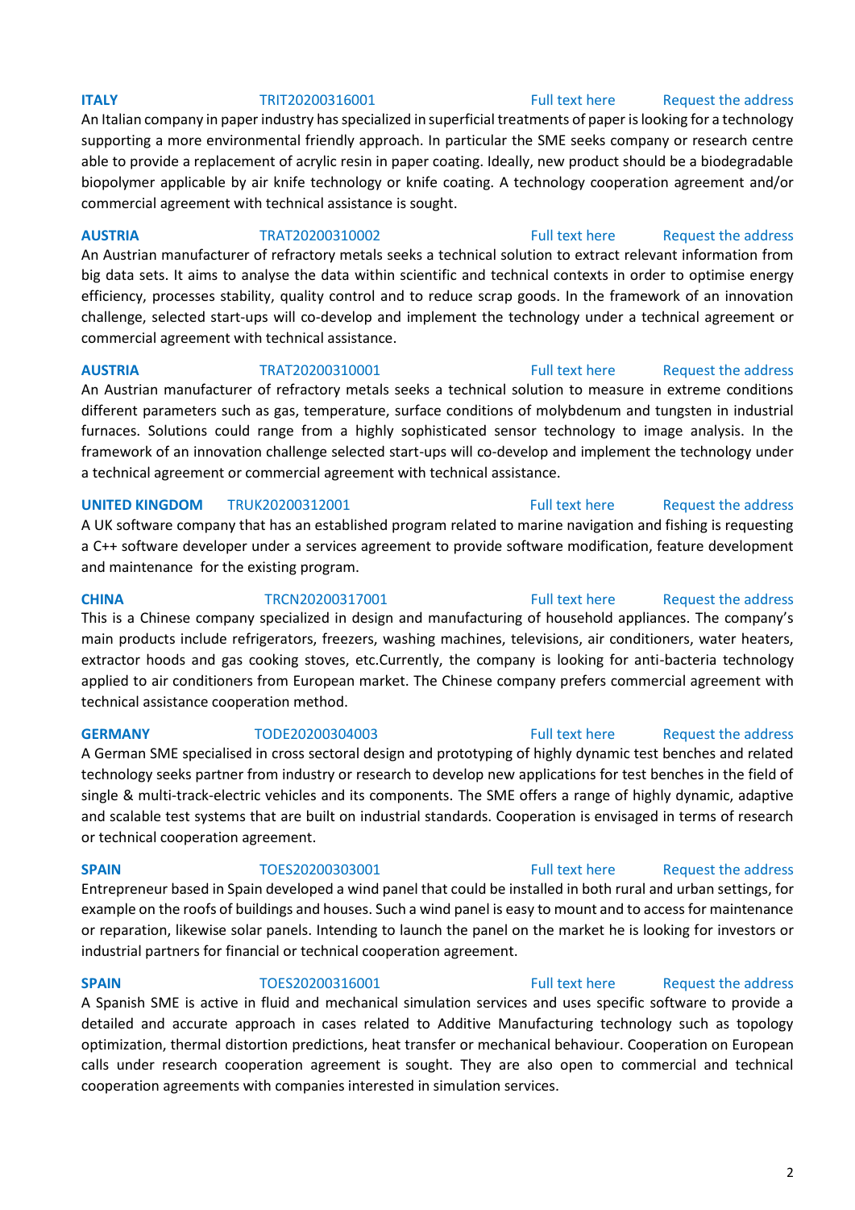**ITALY** TRIT20200316001 Full text here Request the address

An Italian company in paper industry has specialized in superficial treatments of paper is looking for a technology supporting a more environmental friendly approach. In particular the SME seeks company or research centre able to provide a replacement of acrylic resin in paper coating. Ideally, new product should be a biodegradable biopolymer applicable by air knife technology or knife coating. A technology cooperation agreement and/or commercial agreement with technical assistance is sought.

**AUSTRIA** TRAT20200310002 Full text here Request the address

An Austrian manufacturer of refractory metals seeks a technical solution to extract relevant information from big data sets. It aims to analyse the data within scientific and technical contexts in order to optimise energy efficiency, processes stability, quality control and to reduce scrap goods. In the framework of an innovation challenge, selected start-ups will co-develop and implement the technology under a technical agreement or commercial agreement with technical assistance.

**AUSTRIA** TRAT20200310001 Full text here Request the address

An Austrian manufacturer of refractory metals seeks a technical solution to measure in extreme conditions different parameters such as gas, temperature, surface conditions of molybdenum and tungsten in industrial furnaces. Solutions could range from a highly sophisticated sensor technology to image analysis. In the framework of an innovation challenge selected start-ups will co-develop and implement the technology under a technical agreement or commercial agreement with technical assistance.

**UNITED KINGDOM** TRUK20200312001 Full text here Request the address

A UK software company that has an established program related to marine navigation and fishing is requesting a C++ software developer under a services agreement to provide software modification, feature development and maintenance for the existing program.

**CHINA** TRCN20200317001 Full text here Request the address

This is a Chinese company specialized in design and manufacturing of household appliances. The company's main products include refrigerators, freezers, washing machines, televisions, air conditioners, water heaters, extractor hoods and gas cooking stoves, etc.Currently, the company is looking for anti-bacteria technology applied to air conditioners from European market. The Chinese company prefers commercial agreement with technical assistance cooperation method.

**GERMANY** TODE20200304003 Full text here Request the address

A German SME specialised in cross sectoral design and prototyping of highly dynamic test benches and related technology seeks partner from industry or research to develop new applications for test benches in the field of single & multi-track-electric vehicles and its components. The SME offers a range of highly dynamic, adaptive and scalable test systems that are built on industrial standards. Cooperation is envisaged in terms of research or technical cooperation agreement.

**SPAIN** TOES20200303001 Full text here Request the address

Entrepreneur based in Spain developed a wind panel that could be installed in both rural and urban settings, for example on the roofs of buildings and houses. Such a wind panel is easy to mount and to access for maintenance or reparation, likewise solar panels. Intending to launch the panel on the market he is looking for investors or industrial partners for financial or technical cooperation agreement.

**SPAIN** TOES20200316001 Full text here Request the address

A Spanish SME is active in fluid and mechanical simulation services and uses specific software to provide a detailed and accurate approach in cases related to Additive Manufacturing technology such as topology optimization, thermal distortion predictions, heat transfer or mechanical behaviour. Cooperation on European calls under research cooperation agreement is sought. They are also open to commercial and technical cooperation agreements with companies interested in simulation services.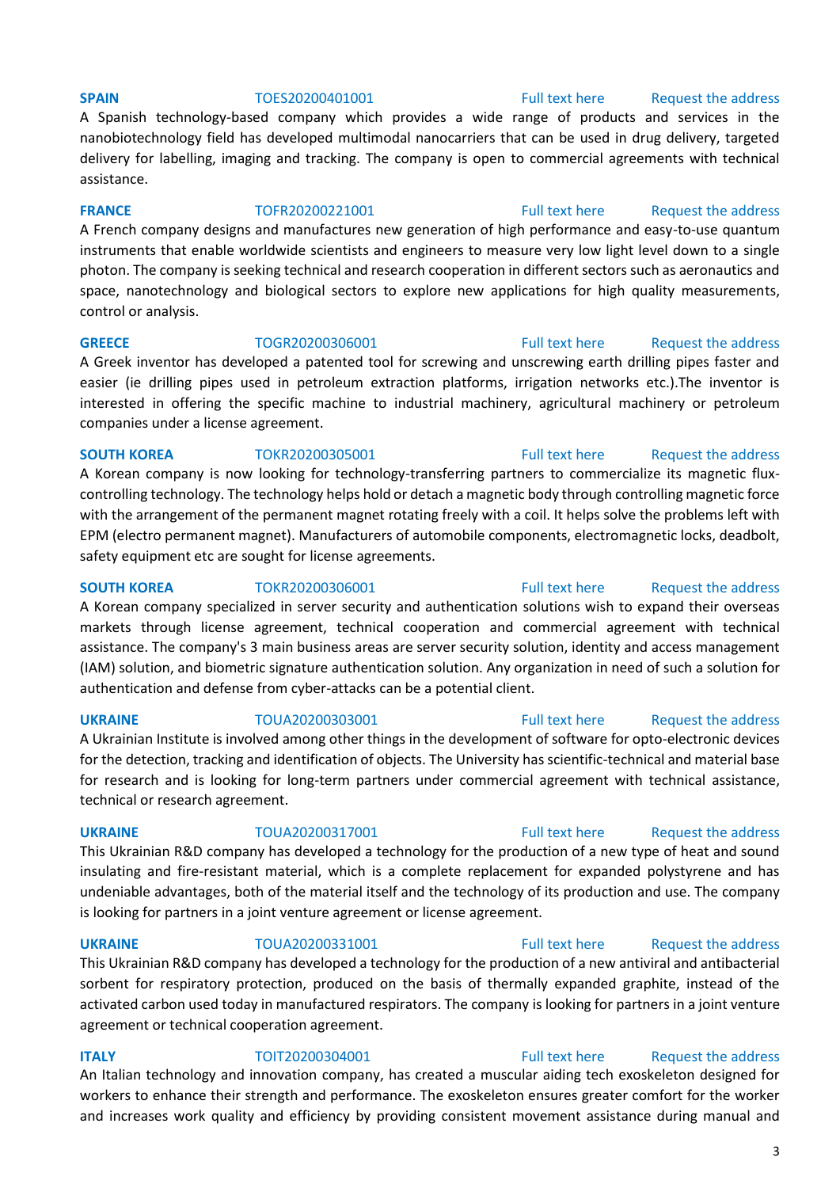**SPAIN** TOES20200401001 Full text here Request the address

A Spanish technology-based company which provides a wide range of products and services in the nanobiotechnology field has developed multimodal nanocarriers that can be used in drug delivery, targeted delivery for labelling, imaging and tracking. The company is open to commercial agreements with technical assistance.

**FRANCE** TOFR20200221001 Full text here Request the address

A French company designs and manufactures new generation of high performance and easy-to-use quantum instruments that enable worldwide scientists and engineers to measure very low light level down to a single photon. The company is seeking technical and research cooperation in different sectors such as aeronautics and space, nanotechnology and biological sectors to explore new applications for high quality measurements, control or analysis.

**GREECE** TOGR20200306001 Full text here Request the address

A Greek inventor has developed a patented tool for screwing and unscrewing earth drilling pipes faster and easier (ie drilling pipes used in petroleum extraction platforms, irrigation networks etc.).The inventor is interested in offering the specific machine to industrial machinery, agricultural machinery or petroleum companies under a license agreement.

**SOUTH KOREA** TOKR20200305001 Full text here Request the address

A Korean company is now looking for technology-transferring partners to commercialize its magnetic flux-controlling technology. The technology helps hold or detach a magnetic body through controlling magnetic force with the arrangement of the permanent magnet rotating freely with a coil. It helps solve the problems left with EPM (electro permanent magnet). Manufacturers of automobile components, electromagnetic locks, deadbolt, safety equipment etc are sought for license agreements.

**SOUTH KOREA** TOKR20200306001 Full text here Request the address

A Korean company specialized in server security and authentication solutions wish to expand their overseas markets through license agreement, technical cooperation and commercial agreement with technical assistance. The company's 3 main business areas are server security solution, identity and access management (IAM) solution, and biometric signature authentication solution. Any organization in need of such a solution for authentication and defense from cyber-attacks can be a potential client.

**UKRAINE** TOUA20200303001 Full text here Request the address

A Ukrainian Institute is involved among other things in the development of software for opto-electronic devices for the detection, tracking and identification of objects. The University has scientific-technical and material base for research and is looking for long-term partners under commercial agreement with technical assistance, technical or research agreement.

**UKRAINE** TOUA20200317001 Full text here Request the address

This Ukrainian R&D company has developed a technology for the production of a new type of heat and sound insulating and fire-resistant material, which is a complete replacement for expanded polystyrene and has undeniable advantages, both of the material itself and the technology of its production and use. The company is looking for partners in a joint venture agreement or license agreement.

**UKRAINE** TOUA20200331001 Full text here Request the address

This Ukrainian R&D company has developed a technology for the production of a new antiviral and antibacterial sorbent for respiratory protection, produced on the basis of thermally expanded graphite, instead of the activated carbon used today in manufactured respirators. The company is looking for partners in a joint venture agreement or technical cooperation agreement.

**ITALY** TOIT20200304001 Full text here Request the address

An Italian technology and innovation company, has created a muscular aiding tech exoskeleton designed for workers to enhance their strength and performance. The exoskeleton ensures greater comfort for the worker and increases work quality and efficiency by providing consistent movement assistance during manual and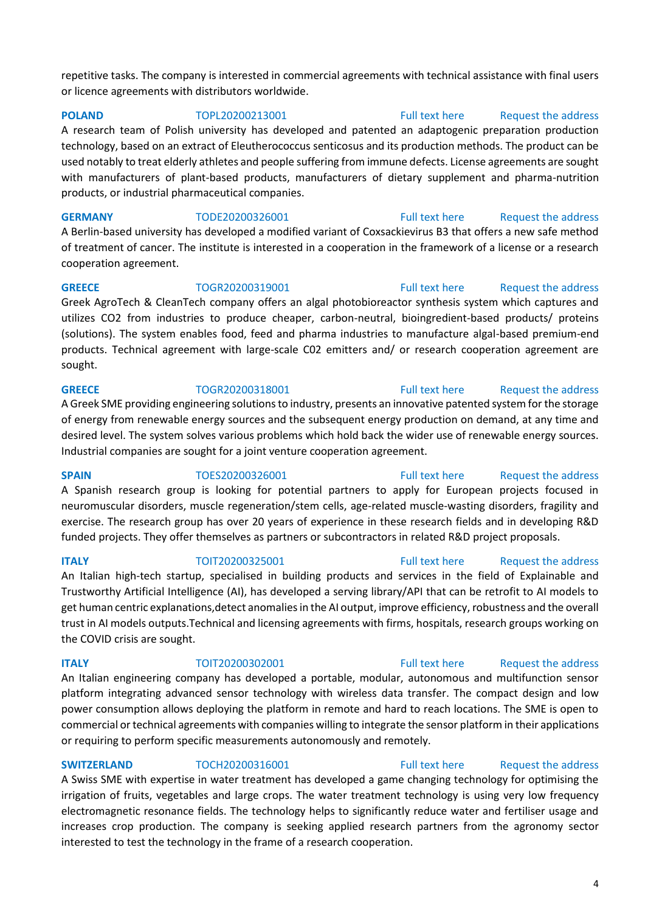repetitive tasks. The company is interested in commercial agreements with technical assistance with final users or licence agreements with distributors worldwide.

**POLAND** TOPL20200213001 Full text here Request the address

A research team of Polish university has developed and patented an adaptogenic preparation production technology, based on an extract of Eleutherococcus senticosus and its production methods. The product can be used notably to treat elderly athletes and people suffering from immune defects. License agreements are sought with manufacturers of plant-based products, manufacturers of dietary supplement and pharma-nutrition products, or industrial pharmaceutical companies.

**GERMANY** TODE20200326001 Full text here Request the address

A Berlin-based university has developed a modified variant of Coxsackievirus B3 that offers a new safe method of treatment of cancer. The institute is interested in a cooperation in the framework of a license or a research cooperation agreement.

**GREECE** TOGR20200319001 Full text here Request the address

Greek AgroTech & CleanTech company offers an algal photobioreactor synthesis system which captures and utilizes $CO_2$ from industries to produce cheaper, carbon-neutral, bioingredient-based products/ proteins (solutions). The system enables food, feed and pharma industries to manufacture algal-based premium-end products. Technical agreement with large-scale C02 emitters and/ or research cooperation agreement are sought.

**GREECE** TOGR20200318001 Full text here Request the address

A Greek SME providing engineering solutions to industry, presents an innovative patented system for the storage of energy from renewable energy sources and the subsequent energy production on demand, at any time and desired level. The system solves various problems which hold back the wider use of renewable energy sources. Industrial companies are sought for a joint venture cooperation agreement.

**SPAIN** TOES20200326001 Full text here Request the address

A Spanish research group is looking for potential partners to apply for European projects focused in neuromuscular disorders, muscle regeneration/stem cells, age-related muscle-wasting disorders, fragility and exercise. The research group has over 20 years of experience in these research fields and in developing R&D funded projects. They offer themselves as partners or subcontractors in related R&D project proposals.

**ITALY** TOIT20200325001 Full text here Request the address

An Italian high-tech startup, specialised in building products and services in the field of Explainable and Trustworthy Artificial Intelligence (AI), has developed a serving library/API that can be retrofit to AI models to get human centric explanations,detect anomalies in the AI output, improve efficiency, robustness and the overall trust in AI models outputs.Technical and licensing agreements with firms, hospitals, research groups working on the COVID crisis are sought.

**ITALY** TOIT20200302001 Full text here Request the address

An Italian engineering company has developed a portable, modular, autonomous and multifunction sensor platform integrating advanced sensor technology with wireless data transfer. The compact design and low power consumption allows deploying the platform in remote and hard to reach locations. The SME is open to commercial or technical agreements with companies willing to integrate the sensor platform in their applications or requiring to perform specific measurements autonomously and remotely.

**SWITZERLAND** TOCH20200316001 Full text here Request the address

A Swiss SME with expertise in water treatment has developed a game changing technology for optimising the irrigation of fruits, vegetables and large crops. The water treatment technology is using very low frequency electromagnetic resonance fields. The technology helps to significantly reduce water and fertiliser usage and increases crop production. The company is seeking applied research partners from the agronomy sector interested to test the technology in the frame of a research cooperation.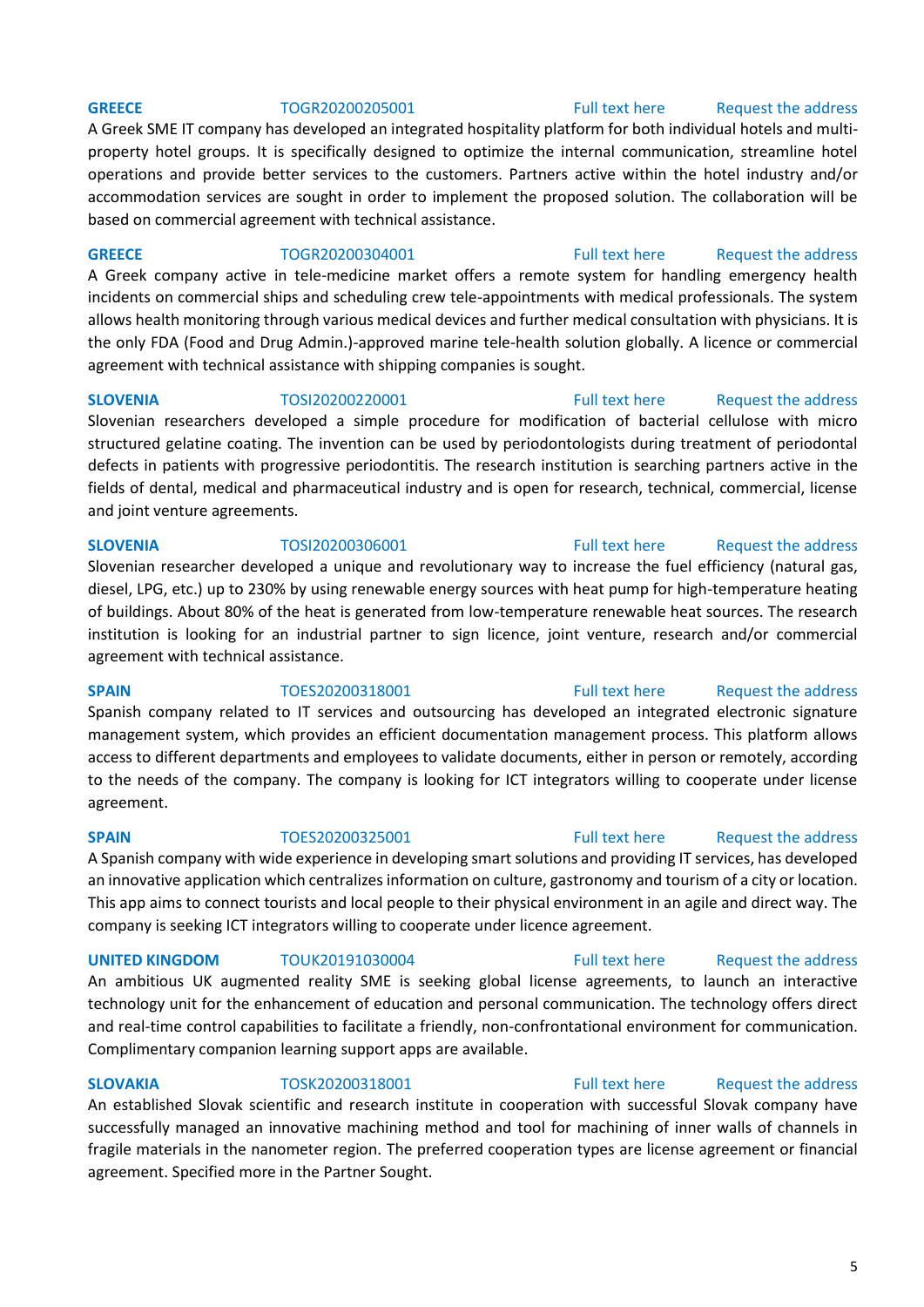**GREECE** TOGR20200205001 Full text here Request the address

A Greek SME IT company has developed an integrated hospitality platform for both individual hotels and multi-property hotel groups. It is specifically designed to optimize the internal communication, streamline hotel operations and provide better services to the customers. Partners active within the hotel industry and/or accommodation services are sought in order to implement the proposed solution. The collaboration will be based on commercial agreement with technical assistance.

**GREECE** TOGR20200304001 Full text here Request the address

A Greek company active in tele-medicine market offers a remote system for handling emergency health incidents on commercial ships and scheduling crew tele-appointments with medical professionals. The system allows health monitoring through various medical devices and further medical consultation with physicians. It is the only FDA (Food and Drug Admin.)-approved marine tele-health solution globally. A licence or commercial agreement with technical assistance with shipping companies is sought.

**SLOVENIA** TOSI20200220001 Full text here Request the address

Slovenian researchers developed a simple procedure for modification of bacterial cellulose with micro structured gelatine coating. The invention can be used by periodontologists during treatment of periodontal defects in patients with progressive periodontitis. The research institution is searching partners active in the fields of dental, medical and pharmaceutical industry and is open for research, technical, commercial, license and joint venture agreements.

**SLOVENIA** TOSI20200306001 Full text here Request the address

Slovenian researcher developed a unique and revolutionary way to increase the fuel efficiency (natural gas, diesel, LPG, etc.) up to 230% by using renewable energy sources with heat pump for high-temperature heating of buildings. About 80% of the heat is generated from low-temperature renewable heat sources. The research institution is looking for an industrial partner to sign licence, joint venture, research and/or commercial agreement with technical assistance.

**SPAIN** TOES20200318001 Full text here Request the address

Spanish company related to IT services and outsourcing has developed an integrated electronic signature management system, which provides an efficient documentation management process. This platform allows access to different departments and employees to validate documents, either in person or remotely, according to the needs of the company. The company is looking for ICT integrators willing to cooperate under license agreement.

**SPAIN** TOES20200325001 Full text here Request the address

A Spanish company with wide experience in developing smart solutions and providing IT services, has developed an innovative application which centralizes information on culture, gastronomy and tourism of a city or location. This app aims to connect tourists and local people to their physical environment in an agile and direct way. The company is seeking ICT integrators willing to cooperate under licence agreement.

**UNITED KINGDOM** TOUK20191030004 Full text here Request the address

An ambitious UK augmented reality SME is seeking global license agreements, to launch an interactive technology unit for the enhancement of education and personal communication. The technology offers direct and real-time control capabilities to facilitate a friendly, non-confrontational environment for communication. Complimentary companion learning support apps are available.

**SLOVAKIA** TOSK20200318001 Full text here Request the address

An established Slovak scientific and research institute in cooperation with successful Slovak company have successfully managed an innovative machining method and tool for machining of inner walls of channels in fragile materials in the nanometer region. The preferred cooperation types are license agreement or financial agreement. Specified more in the Partner Sought.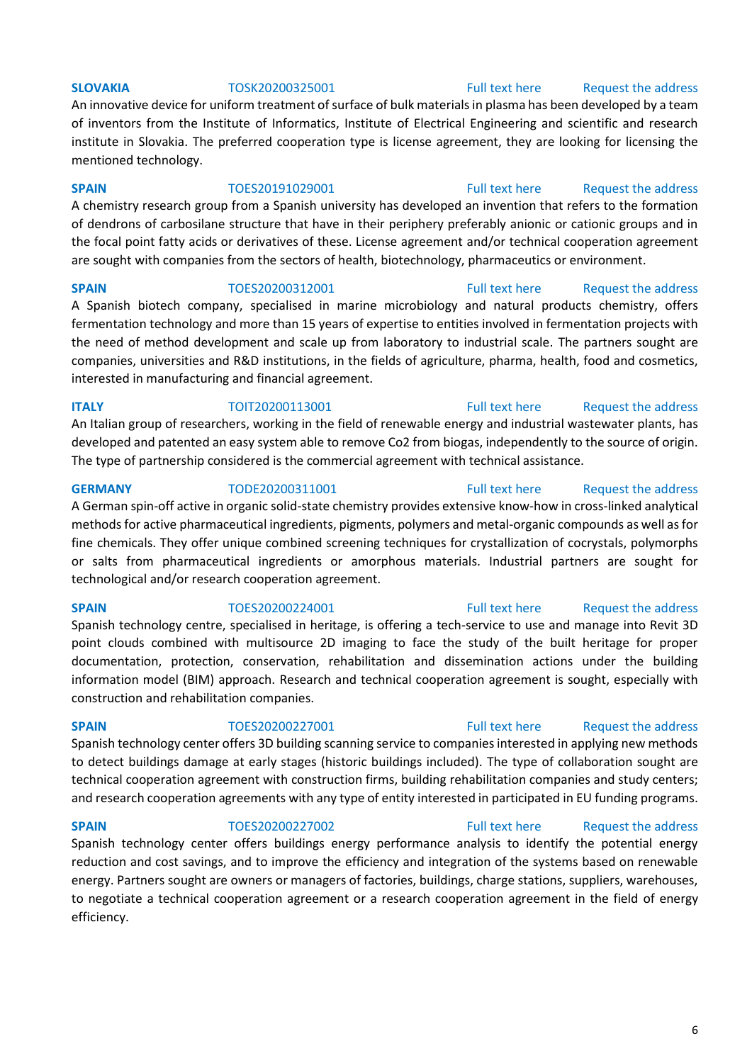**SLOVAKIA** TOSK20200325001 Full text here Request the address

An innovative device for uniform treatment of surface of bulk materials in plasma has been developed by a team of inventors from the Institute of Informatics, Institute of Electrical Engineering and scientific and research institute in Slovakia. The preferred cooperation type is license agreement, they are looking for licensing the mentioned technology.

**SPAIN** TOES20191029001 Full text here Request the address

A chemistry research group from a Spanish university has developed an invention that refers to the formation of dendrons of carbosilane structure that have in their periphery preferably anionic or cationic groups and in the focal point fatty acids or derivatives of these. License agreement and/or technical cooperation agreement are sought with companies from the sectors of health, biotechnology, pharmaceutics or environment.

**SPAIN** TOES20200312001 Full text here Request the address

A Spanish biotech company, specialised in marine microbiology and natural products chemistry, offers fermentation technology and more than 15 years of expertise to entities involved in fermentation projects with the need of method development and scale up from laboratory to industrial scale. The partners sought are companies, universities and R&D institutions, in the fields of agriculture, pharma, health, food and cosmetics, interested in manufacturing and financial agreement.

**ITALY** TOIT20200113001 Full text here Request the address

An Italian group of researchers, working in the field of renewable energy and industrial wastewater plants, has developed and patented an easy system able to remove Co2 from biogas, independently to the source of origin. The type of partnership considered is the commercial agreement with technical assistance.

**GERMANY** TODE20200311001 Full text here Request the address

A German spin-off active in organic solid-state chemistry provides extensive know-how in cross-linked analytical methods for active pharmaceutical ingredients, pigments, polymers and metal-organic compounds as well as for fine chemicals. They offer unique combined screening techniques for crystallization of cocrystals, polymorphs or salts from pharmaceutical ingredients or amorphous materials. Industrial partners are sought for technological and/or research cooperation agreement.

**SPAIN** TOES20200224001 Full text here Request the address

Spanish technology centre, specialised in heritage, is offering a tech-service to use and manage into Revit 3D point clouds combined with multisource 2D imaging to face the study of the built heritage for proper documentation, protection, conservation, rehabilitation and dissemination actions under the building information model (BIM) approach. Research and technical cooperation agreement is sought, especially with construction and rehabilitation companies.

**SPAIN** TOES20200227001 Full text here Request the address

Spanish technology center offers 3D building scanning service to companies interested in applying new methods to detect buildings damage at early stages (historic buildings included). The type of collaboration sought are technical cooperation agreement with construction firms, building rehabilitation companies and study centers; and research cooperation agreements with any type of entity interested in participated in EU funding programs.

**SPAIN** TOES20200227002 Full text here Request the address

Spanish technology center offers buildings energy performance analysis to identify the potential energy reduction and cost savings, and to improve the efficiency and integration of the systems based on renewable energy. Partners sought are owners or managers of factories, buildings, charge stations, suppliers, warehouses, to negotiate a technical cooperation agreement or a research cooperation agreement in the field of energy efficiency.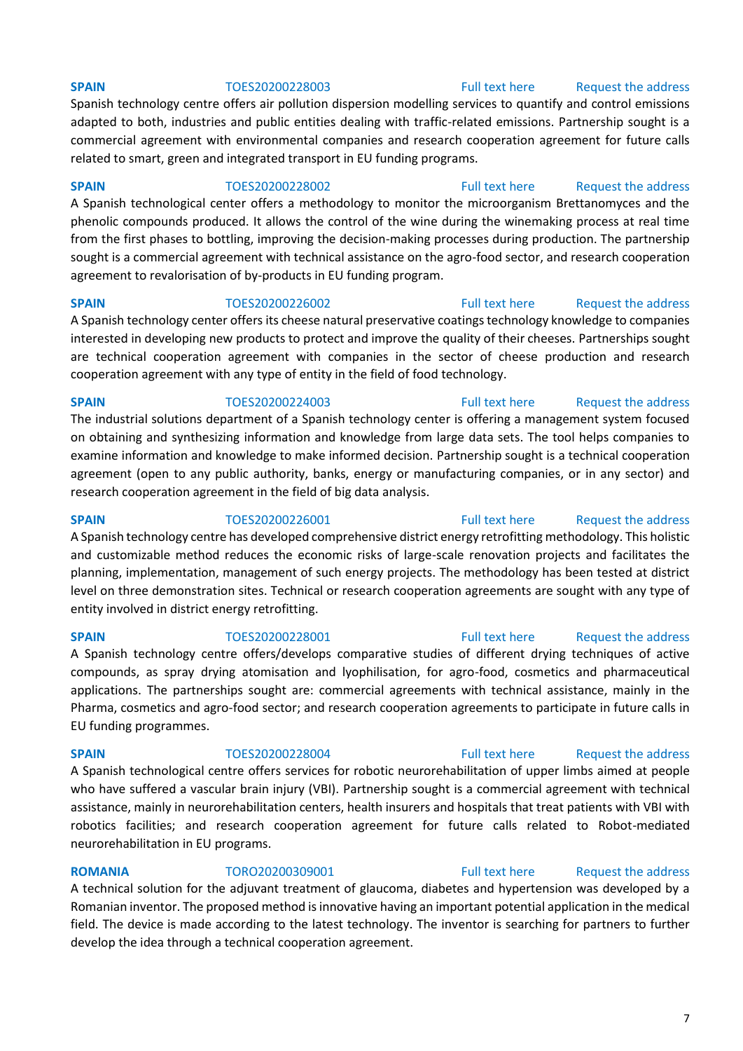**SPAIN** TOES20200228003 Full text here Request the address

Spanish technology centre offers air pollution dispersion modelling services to quantify and control emissions adapted to both, industries and public entities dealing with traffic-related emissions. Partnership sought is a commercial agreement with environmental companies and research cooperation agreement for future calls related to smart, green and integrated transport in EU funding programs.

**SPAIN** TOES20200228002 Full text here Request the address

A Spanish technological center offers a methodology to monitor the microorganism Brettanomyces and the phenolic compounds produced. It allows the control of the wine during the winemaking process at real time from the first phases to bottling, improving the decision-making processes during production. The partnership sought is a commercial agreement with technical assistance on the agro-food sector, and research cooperation agreement to revalorisation of by-products in EU funding program.

**SPAIN** TOES20200226002 Full text here Request the address

A Spanish technology center offers its cheese natural preservative coatings technology knowledge to companies interested in developing new products to protect and improve the quality of their cheeses. Partnerships sought are technical cooperation agreement with companies in the sector of cheese production and research cooperation agreement with any type of entity in the field of food technology.

**SPAIN** TOES20200224003 Full text here Request the address

The industrial solutions department of a Spanish technology center is offering a management system focused on obtaining and synthesizing information and knowledge from large data sets. The tool helps companies to examine information and knowledge to make informed decision. Partnership sought is a technical cooperation agreement (open to any public authority, banks, energy or manufacturing companies, or in any sector) and research cooperation agreement in the field of big data analysis.

**SPAIN** TOES20200226001 Full text here Request the address

A Spanish technology centre has developed comprehensive district energy retrofitting methodology. This holistic and customizable method reduces the economic risks of large-scale renovation projects and facilitates the planning, implementation, management of such energy projects. The methodology has been tested at district level on three demonstration sites. Technical or research cooperation agreements are sought with any type of entity involved in district energy retrofitting.

**SPAIN** TOES20200228001 Full text here Request the address

A Spanish technology centre offers/develops comparative studies of different drying techniques of active compounds, as spray drying atomisation and lyophilisation, for agro-food, cosmetics and pharmaceutical applications. The partnerships sought are: commercial agreements with technical assistance, mainly in the Pharma, cosmetics and agro-food sector; and research cooperation agreements to participate in future calls in EU funding programmes.

**SPAIN** TOES20200228004 Full text here Request the address

A Spanish technological centre offers services for robotic neurorehabilitation of upper limbs aimed at people who have suffered a vascular brain injury (VBI). Partnership sought is a commercial agreement with technical assistance, mainly in neurorehabilitation centers, health insurers and hospitals that treat patients with VBI with robotics facilities; and research cooperation agreement for future calls related to Robot-mediated neurorehabilitation in EU programs.

**ROMANIA** TORO20200309001 Full text here Request the address

A technical solution for the adjuvant treatment of glaucoma, diabetes and hypertension was developed by a Romanian inventor. The proposed method is innovative having an important potential application in the medical field. The device is made according to the latest technology. The inventor is searching for partners to further develop the idea through a technical cooperation agreement.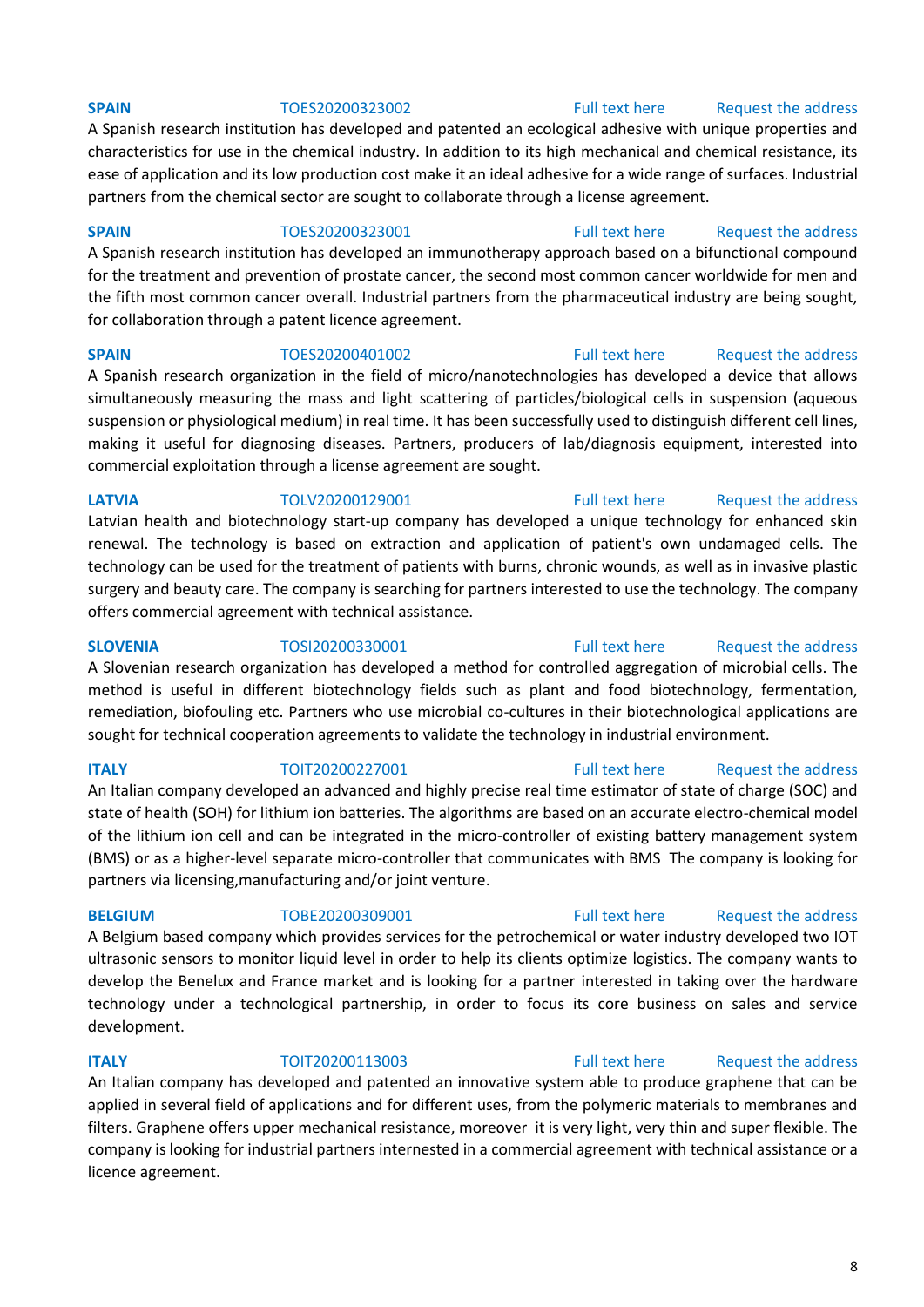**SPAIN** TOES20200323002 Full text here Request the address

A Spanish research institution has developed and patented an ecological adhesive with unique properties and characteristics for use in the chemical industry. In addition to its high mechanical and chemical resistance, its ease of application and its low production cost make it an ideal adhesive for a wide range of surfaces. Industrial partners from the chemical sector are sought to collaborate through a license agreement.

**SPAIN** TOES20200323001 Full text here Request the address

A Spanish research institution has developed an immunotherapy approach based on a bifunctional compound for the treatment and prevention of prostate cancer, the second most common cancer worldwide for men and the fifth most common cancer overall. Industrial partners from the pharmaceutical industry are being sought, for collaboration through a patent licence agreement.

**SPAIN** TOES20200401002 Full text here Request the address

A Spanish research organization in the field of micro/nanotechnologies has developed a device that allows simultaneously measuring the mass and light scattering of particles/biological cells in suspension (aqueous suspension or physiological medium) in real time. It has been successfully used to distinguish different cell lines, making it useful for diagnosing diseases. Partners, producers of lab/diagnosis equipment, interested into commercial exploitation through a license agreement are sought.

**LATVIA** TOLV20200129001 Full text here Request the address

Latvian health and biotechnology start-up company has developed a unique technology for enhanced skin renewal. The technology is based on extraction and application of patient's own undamaged cells. The technology can be used for the treatment of patients with burns, chronic wounds, as well as in invasive plastic surgery and beauty care. The company is searching for partners interested to use the technology. The company offers commercial agreement with technical assistance.

**SLOVENIA** TOSI20200330001 Full text here Request the address

A Slovenian research organization has developed a method for controlled aggregation of microbial cells. The method is useful in different biotechnology fields such as plant and food biotechnology, fermentation, remediation, biofouling etc. Partners who use microbial co-cultures in their biotechnological applications are sought for technical cooperation agreements to validate the technology in industrial environment.

**ITALY** TOIT20200227001 Full text here Request the address

An Italian company developed an advanced and highly precise real time estimator of state of charge (SOC) and state of health (SOH) for lithium ion batteries. The algorithms are based on an accurate electro-chemical model of the lithium ion cell and can be integrated in the micro-controller of existing battery management system (BMS) or as a higher-level separate micro-controller that communicates with BMS The company is looking for partners via licensing,manufacturing and/or joint venture.

**BELGIUM** TOBE20200309001 Full text here Request the address

A Belgium based company which provides services for the petrochemical or water industry developed two IOT ultrasonic sensors to monitor liquid level in order to help its clients optimize logistics. The company wants to develop the Benelux and France market and is looking for a partner interested in taking over the hardware technology under a technological partnership, in order to focus its core business on sales and service development.

**ITALY** TOIT20200113003 Full text here Request the address

An Italian company has developed and patented an innovative system able to produce graphene that can be applied in several field of applications and for different uses, from the polymeric materials to membranes and filters. Graphene offers upper mechanical resistance, moreover it is very light, very thin and super flexible. The company is looking for industrial partners internested in a commercial agreement with technical assistance or a licence agreement.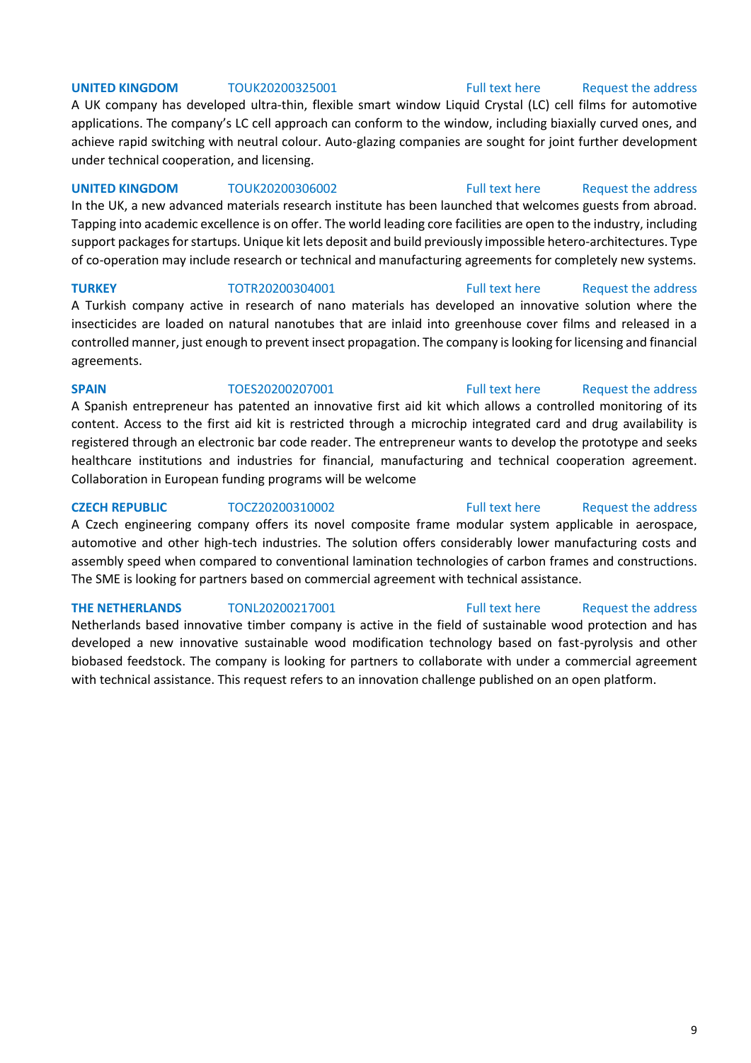**UNITED KINGDOM** TOUK20200325001 Full text here Request the address

A UK company has developed ultra-thin, flexible smart window Liquid Crystal (LC) cell films for automotive applications. The company's LC cell approach can conform to the window, including biaxially curved ones, and achieve rapid switching with neutral colour. Auto-glazing companies are sought for joint further development under technical cooperation, and licensing.

**UNITED KINGDOM** TOUK20200306002 Full text here Request the address

In the UK, a new advanced materials research institute has been launched that welcomes guests from abroad. Tapping into academic excellence is on offer. The world leading core facilities are open to the industry, including support packages for startups. Unique kit lets deposit and build previously impossible hetero-architectures. Type of co-operation may include research or technical and manufacturing agreements for completely new systems.

**TURKEY** TOTR20200304001 Full text here Request the address

A Turkish company active in research of nano materials has developed an innovative solution where the insecticides are loaded on natural nanotubes that are inlaid into greenhouse cover films and released in a controlled manner, just enough to prevent insect propagation. The company is looking for licensing and financial agreements.

**SPAIN** TOES20200207001 Full text here Request the address

A Spanish entrepreneur has patented an innovative first aid kit which allows a controlled monitoring of its content. Access to the first aid kit is restricted through a microchip integrated card and drug availability is registered through an electronic bar code reader. The entrepreneur wants to develop the prototype and seeks healthcare institutions and industries for financial, manufacturing and technical cooperation agreement. Collaboration in European funding programs will be welcome

**CZECH REPUBLIC** TOCZ20200310002 Full text here Request the address

A Czech engineering company offers its novel composite frame modular system applicable in aerospace, automotive and other high-tech industries. The solution offers considerably lower manufacturing costs and assembly speed when compared to conventional lamination technologies of carbon frames and constructions. The SME is looking for partners based on commercial agreement with technical assistance.

**THE NETHERLANDS** TONL20200217001 Full text here Request the address

Netherlands based innovative timber company is active in the field of sustainable wood protection and has developed a new innovative sustainable wood modification technology based on fast-pyrolysis and other biobased feedstock. The company is looking for partners to collaborate with under a commercial agreement with technical assistance. This request refers to an innovation challenge published on an open platform.